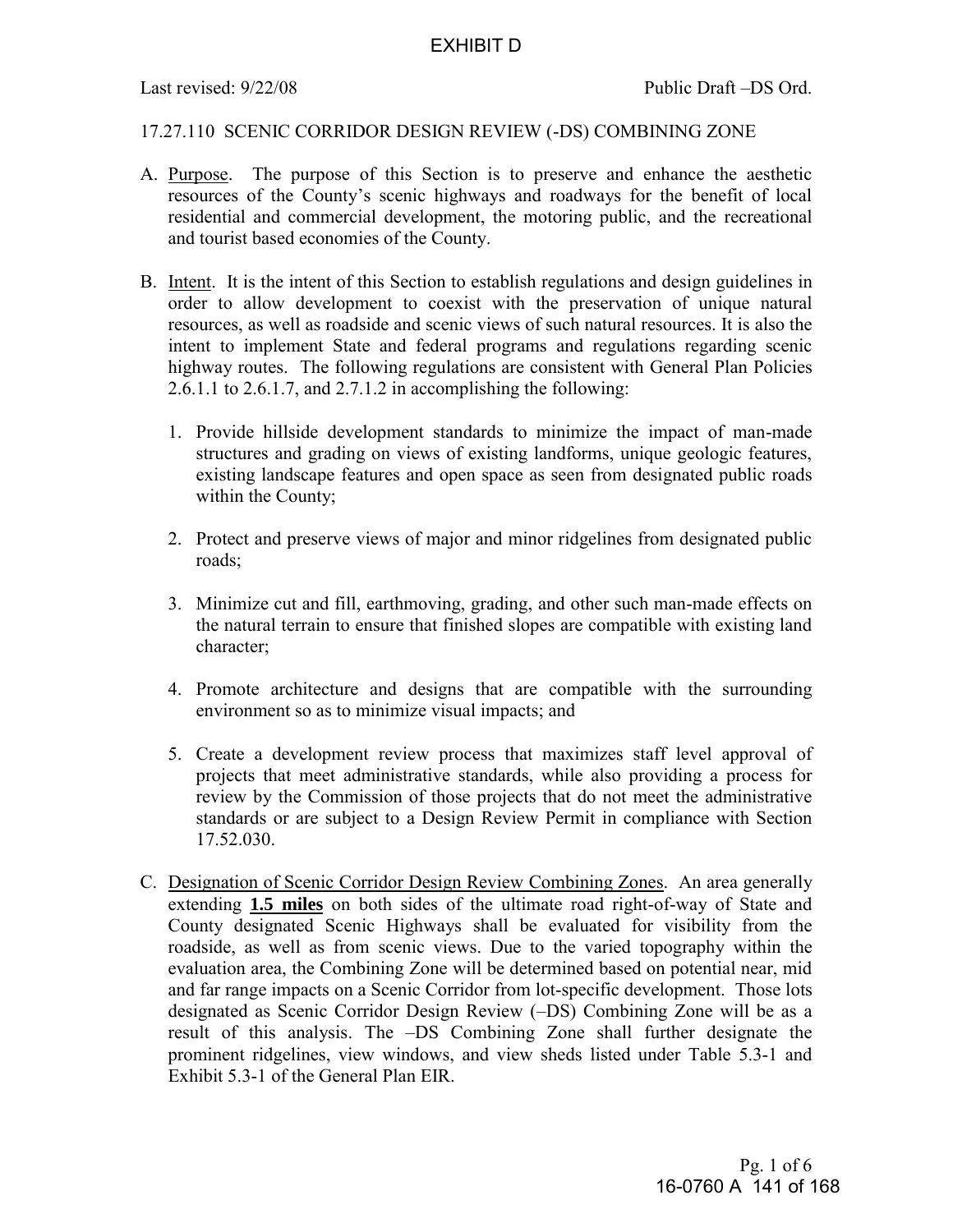EXHIBIT D

Last revised: 9/22/08 Public Draft –DS Ord.

17.27.110 SCENIC CORRIDOR DESIGN REVIEW (-DS) COMBINING ZONE

A. Purpose. The purpose of this Section is to preserve and enhance the aesthetic resources of the County's scenic highways and roadways for the benefit of local residential and commercial development, the motoring public, and the recreational and tourist based economies of the County.

B. Intent. It is the intent of this Section to establish regulations and design guidelines in order to allow development to coexist with the preservation of unique natural resources, as well as roadside and scenic views of such natural resources. It is also the intent to implement State and federal programs and regulations regarding scenic highway routes. The following regulations are consistent with General Plan Policies 2.6.1.1 to 2.6.1.7, and 2.7.1.2 in accomplishing the following:

   1. Provide hillside development standards to minimize the impact of man-made structures and grading on views of existing landforms, unique geologic features, existing landscape features and open space as seen from designated public roads within the County;

   2. Protect and preserve views of major and minor ridgelines from designated public roads;

   3. Minimize cut and fill, earthmoving, grading, and other such man-made effects on the natural terrain to ensure that finished slopes are compatible with existing land character;

   4. Promote architecture and designs that are compatible with the surrounding environment so as to minimize visual impacts; and

   5. Create a development review process that maximizes staff level approval of projects that meet administrative standards, while also providing a process for review by the Commission of those projects that do not meet the administrative standards or are subject to a Design Review Permit in compliance with Section 17.52.030.

C. Designation of Scenic Corridor Design Review Combining Zones. An area generally extending **1.5 miles** on both sides of the ultimate road right-of-way of State and County designated Scenic Highways shall be evaluated for visibility from the roadside, as well as from scenic views. Due to the varied topography within the evaluation area, the Combining Zone will be determined based on potential near, mid and far range impacts on a Scenic Corridor from lot-specific development. Those lots designated as Scenic Corridor Design Review (–DS) Combining Zone will be as a result of this analysis. The –DS Combining Zone shall further designate the prominent ridgelines, view windows, and view sheds listed under Table 5.3-1 and Exhibit 5.3-1 of the General Plan EIR.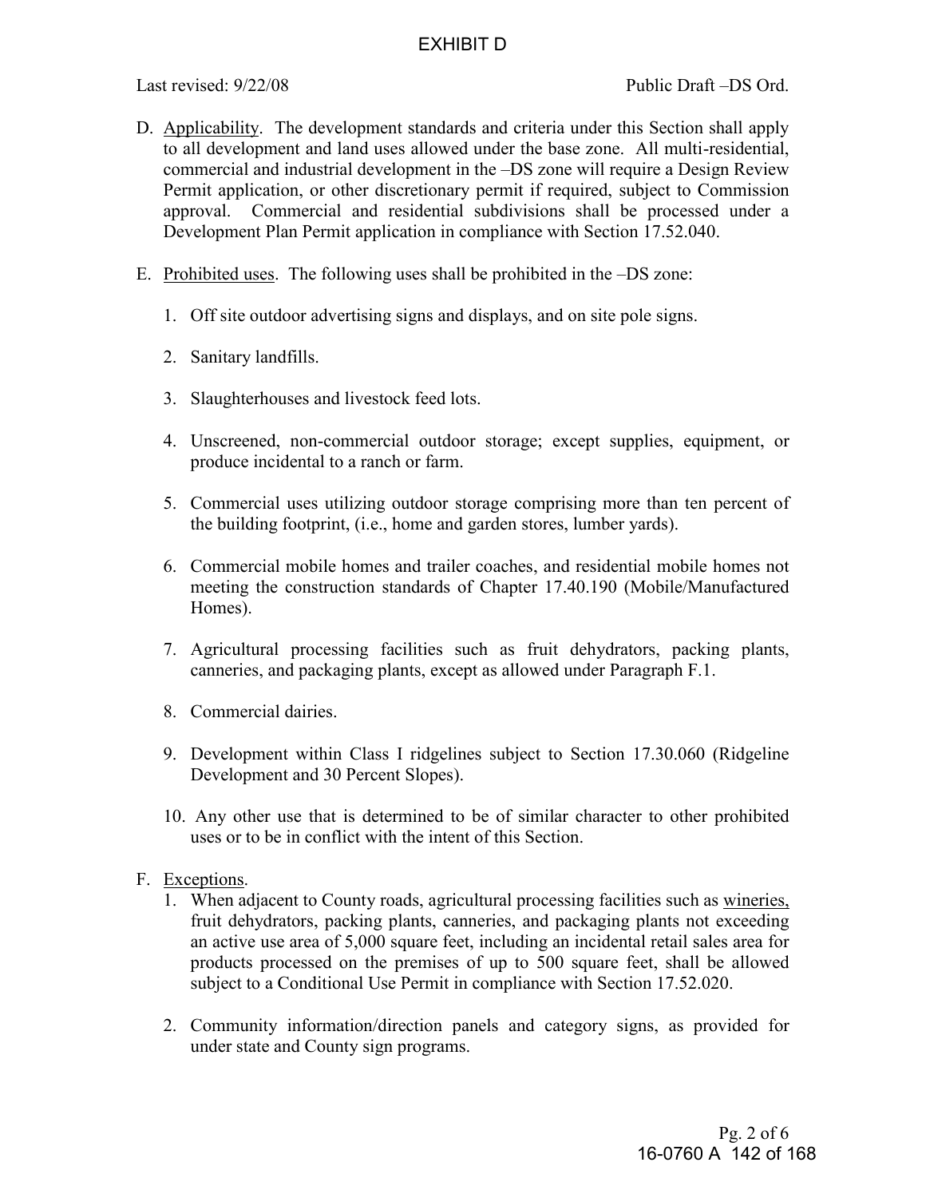D. Applicability. The development standards and criteria under this Section shall apply to all development and land uses allowed under the base zone. All multi-residential, commercial and industrial development in the –DS zone will require a Design Review Permit application, or other discretionary permit if required, subject to Commission approval. Commercial and residential subdivisions shall be processed under a Development Plan Permit application in compliance with Section 17.52.040.

E. Prohibited uses. The following uses shall be prohibited in the –DS zone:

1. Off site outdoor advertising signs and displays, and on site pole signs.

2. Sanitary landfills.

3. Slaughterhouses and livestock feed lots.

4. Unscreened, non-commercial outdoor storage; except supplies, equipment, or produce incidental to a ranch or farm.

5. Commercial uses utilizing outdoor storage comprising more than ten percent of the building footprint, (i.e., home and garden stores, lumber yards).

6. Commercial mobile homes and trailer coaches, and residential mobile homes not meeting the construction standards of Chapter 17.40.190 (Mobile/Manufactured Homes).

7. Agricultural processing facilities such as fruit dehydrators, packing plants, canneries, and packaging plants, except as allowed under Paragraph F.1.

8. Commercial dairies.

9. Development within Class I ridgelines subject to Section 17.30.060 (Ridgeline Development and 30 Percent Slopes).

10. Any other use that is determined to be of similar character to other prohibited uses or to be in conflict with the intent of this Section.

F. Exceptions.

1. When adjacent to County roads, agricultural processing facilities such as wineries, fruit dehydrators, packing plants, canneries, and packaging plants not exceeding an active use area of 5,000 square feet, including an incidental retail sales area for products processed on the premises of up to 500 square feet, shall be allowed subject to a Conditional Use Permit in compliance with Section 17.52.020.

2. Community information/direction panels and category signs, as provided for under state and County sign programs.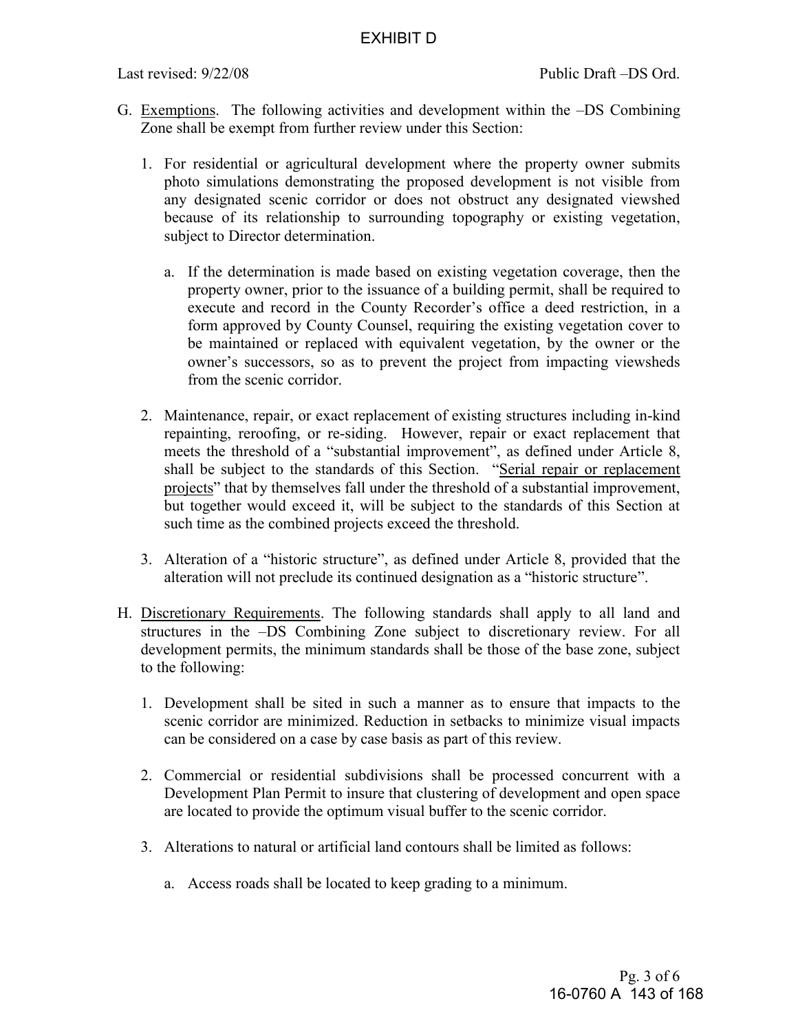G. Exemptions. The following activities and development within the –DS Combining Zone shall be exempt from further review under this Section:

1. For residential or agricultural development where the property owner submits photo simulations demonstrating the proposed development is not visible from any designated scenic corridor or does not obstruct any designated viewshed because of its relationship to surrounding topography or existing vegetation, subject to Director determination.

   a. If the determination is made based on existing vegetation coverage, then the property owner, prior to the issuance of a building permit, shall be required to execute and record in the County Recorder's office a deed restriction, in a form approved by County Counsel, requiring the existing vegetation cover to be maintained or replaced with equivalent vegetation, by the owner or the owner's successors, so as to prevent the project from impacting viewsheds from the scenic corridor.

2. Maintenance, repair, or exact replacement of existing structures including in-kind repainting, reroofing, or re-siding. However, repair or exact replacement that meets the threshold of a "substantial improvement", as defined under Article 8, shall be subject to the standards of this Section. "Serial repair or replacement projects" that by themselves fall under the threshold of a substantial improvement, but together would exceed it, will be subject to the standards of this Section at such time as the combined projects exceed the threshold.

3. Alteration of a "historic structure", as defined under Article 8, provided that the alteration will not preclude its continued designation as a "historic structure".

H. Discretionary Requirements. The following standards shall apply to all land and structures in the –DS Combining Zone subject to discretionary review. For all development permits, the minimum standards shall be those of the base zone, subject to the following:

1. Development shall be sited in such a manner as to ensure that impacts to the scenic corridor are minimized. Reduction in setbacks to minimize visual impacts can be considered on a case by case basis as part of this review.

2. Commercial or residential subdivisions shall be processed concurrent with a Development Plan Permit to insure that clustering of development and open space are located to provide the optimum visual buffer to the scenic corridor.

3. Alterations to natural or artificial land contours shall be limited as follows:

   a. Access roads shall be located to keep grading to a minimum.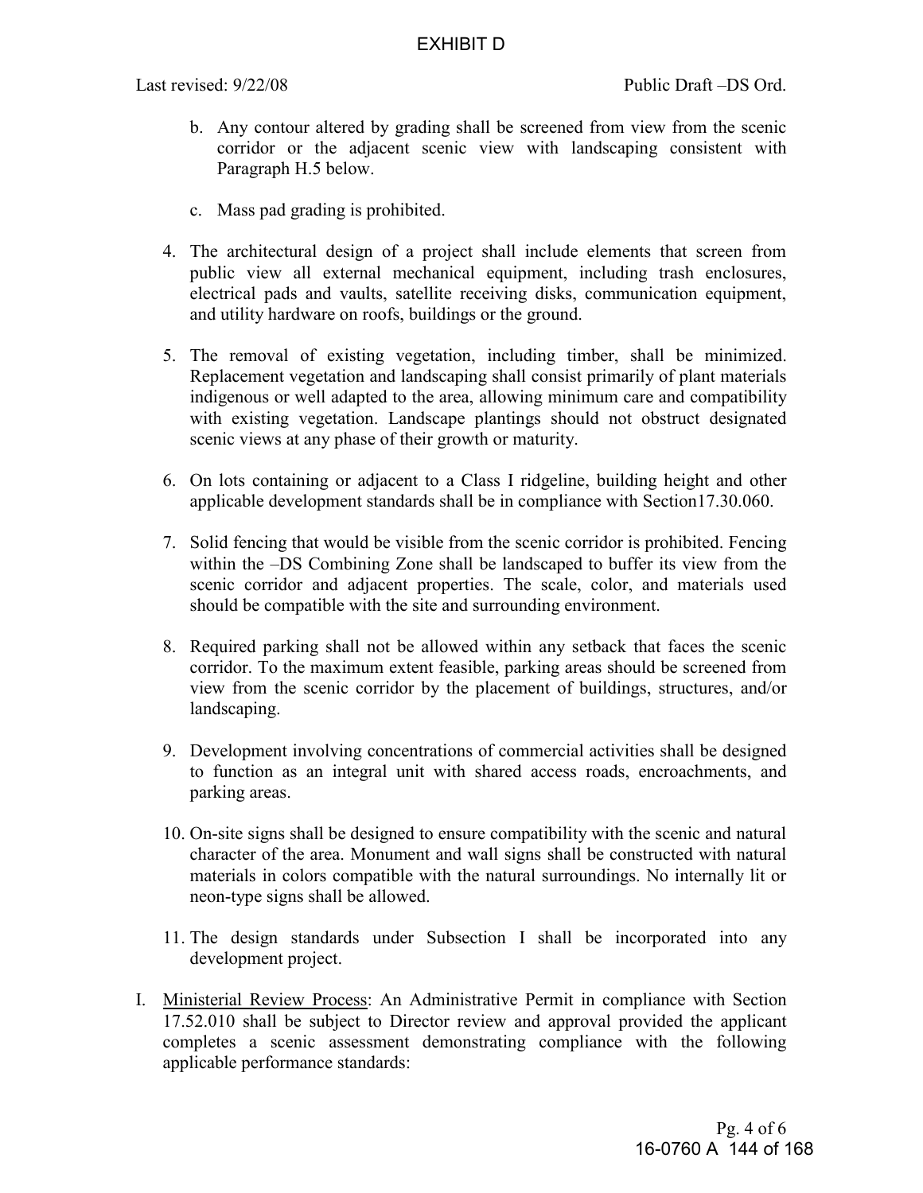b. Any contour altered by grading shall be screened from view from the scenic corridor or the adjacent scenic view with landscaping consistent with Paragraph H.5 below.

c. Mass pad grading is prohibited.

4. The architectural design of a project shall include elements that screen from public view all external mechanical equipment, including trash enclosures, electrical pads and vaults, satellite receiving disks, communication equipment, and utility hardware on roofs, buildings or the ground.

5. The removal of existing vegetation, including timber, shall be minimized. Replacement vegetation and landscaping shall consist primarily of plant materials indigenous or well adapted to the area, allowing minimum care and compatibility with existing vegetation. Landscape plantings should not obstruct designated scenic views at any phase of their growth or maturity.

6. On lots containing or adjacent to a Class I ridgeline, building height and other applicable development standards shall be in compliance with Section17.30.060.

7. Solid fencing that would be visible from the scenic corridor is prohibited. Fencing within the –DS Combining Zone shall be landscaped to buffer its view from the scenic corridor and adjacent properties. The scale, color, and materials used should be compatible with the site and surrounding environment.

8. Required parking shall not be allowed within any setback that faces the scenic corridor. To the maximum extent feasible, parking areas should be screened from view from the scenic corridor by the placement of buildings, structures, and/or landscaping.

9. Development involving concentrations of commercial activities shall be designed to function as an integral unit with shared access roads, encroachments, and parking areas.

10. On-site signs shall be designed to ensure compatibility with the scenic and natural character of the area. Monument and wall signs shall be constructed with natural materials in colors compatible with the natural surroundings. No internally lit or neon-type signs shall be allowed.

11. The design standards under Subsection I shall be incorporated into any development project.

I. <u>Ministerial Review Process</u>: An Administrative Permit in compliance with Section 17.52.010 shall be subject to Director review and approval provided the applicant completes a scenic assessment demonstrating compliance with the following applicable performance standards: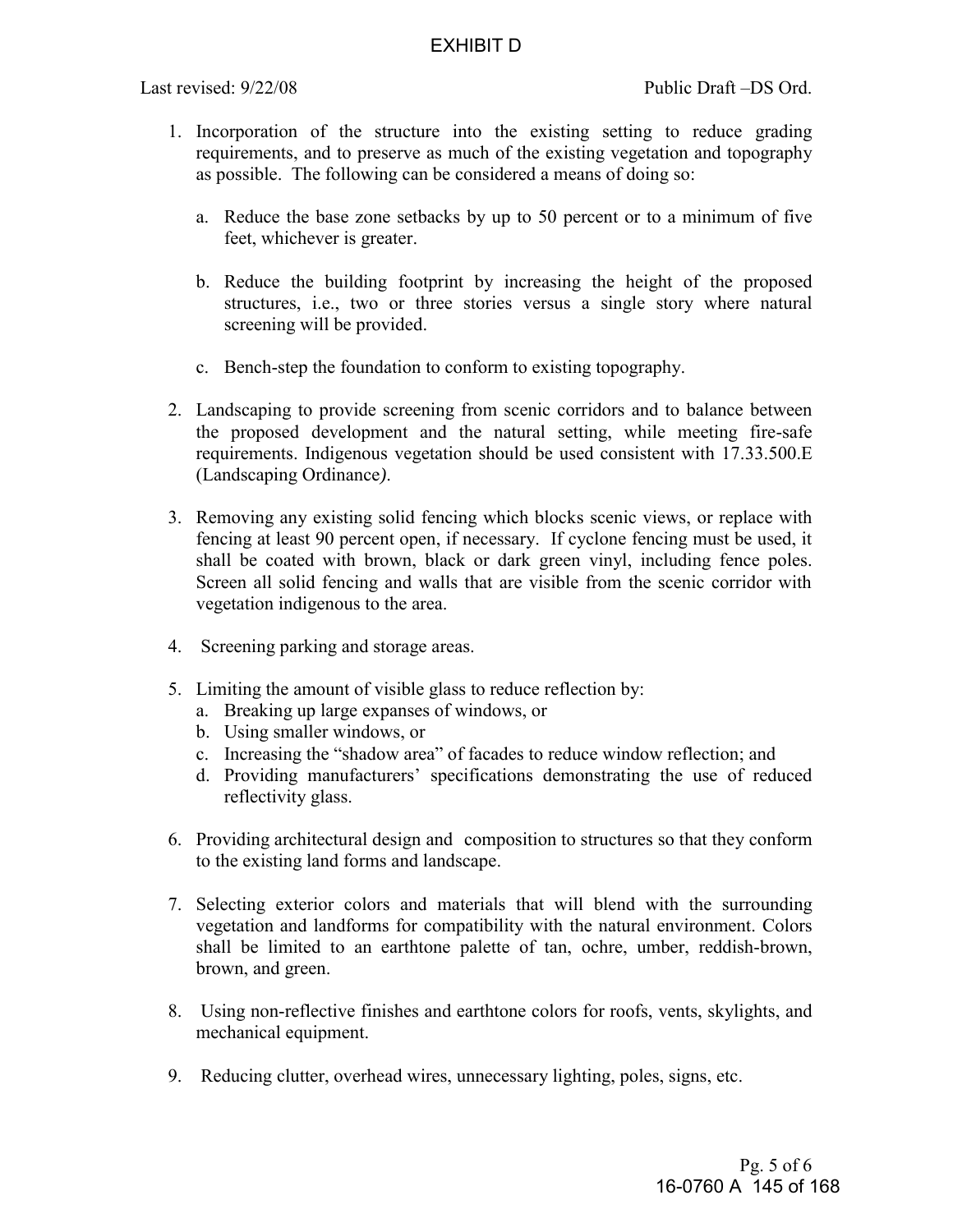1. Incorporation of the structure into the existing setting to reduce grading requirements, and to preserve as much of the existing vegetation and topography as possible. The following can be considered a means of doing so:

   a. Reduce the base zone setbacks by up to 50 percent or to a minimum of five feet, whichever is greater.

   b. Reduce the building footprint by increasing the height of the proposed structures, i.e., two or three stories versus a single story where natural screening will be provided.

   c. Bench-step the foundation to conform to existing topography.

2. Landscaping to provide screening from scenic corridors and to balance between the proposed development and the natural setting, while meeting fire-safe requirements. Indigenous vegetation should be used consistent with 17.33.500.E (Landscaping Ordinance).

3. Removing any existing solid fencing which blocks scenic views, or replace with fencing at least 90 percent open, if necessary. If cyclone fencing must be used, it shall be coated with brown, black or dark green vinyl, including fence poles. Screen all solid fencing and walls that are visible from the scenic corridor with vegetation indigenous to the area.

4. Screening parking and storage areas.

5. Limiting the amount of visible glass to reduce reflection by:
   a. Breaking up large expanses of windows, or
   b. Using smaller windows, or
   c. Increasing the "shadow area" of facades to reduce window reflection; and
   d. Providing manufacturers' specifications demonstrating the use of reduced reflectivity glass.

6. Providing architectural design and composition to structures so that they conform to the existing land forms and landscape.

7. Selecting exterior colors and materials that will blend with the surrounding vegetation and landforms for compatibility with the natural environment. Colors shall be limited to an earthtone palette of tan, ochre, umber, reddish-brown, brown, and green.

8. Using non-reflective finishes and earthtone colors for roofs, vents, skylights, and mechanical equipment.

9. Reducing clutter, overhead wires, unnecessary lighting, poles, signs, etc.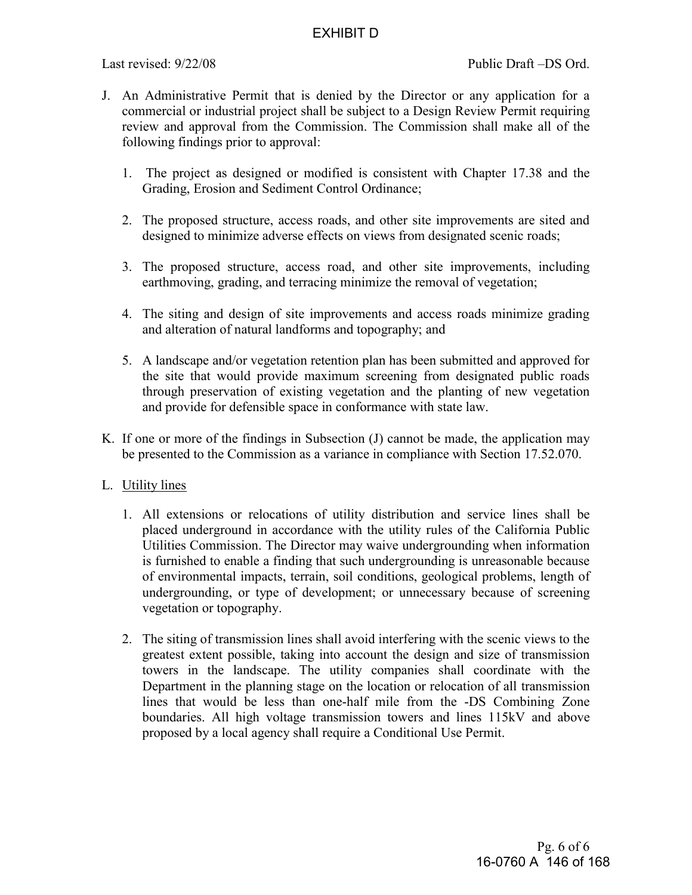J. An Administrative Permit that is denied by the Director or any application for a commercial or industrial project shall be subject to a Design Review Permit requiring review and approval from the Commission. The Commission shall make all of the following findings prior to approval:

   1. The project as designed or modified is consistent with Chapter 17.38 and the Grading, Erosion and Sediment Control Ordinance;

   2. The proposed structure, access roads, and other site improvements are sited and designed to minimize adverse effects on views from designated scenic roads;

   3. The proposed structure, access road, and other site improvements, including earthmoving, grading, and terracing minimize the removal of vegetation;

   4. The siting and design of site improvements and access roads minimize grading and alteration of natural landforms and topography; and

   5. A landscape and/or vegetation retention plan has been submitted and approved for the site that would provide maximum screening from designated public roads through preservation of existing vegetation and the planting of new vegetation and provide for defensible space in conformance with state law.

K. If one or more of the findings in Subsection (J) cannot be made, the application may be presented to the Commission as a variance in compliance with Section 17.52.070.

L. Utility lines

   1. All extensions or relocations of utility distribution and service lines shall be placed underground in accordance with the utility rules of the California Public Utilities Commission. The Director may waive undergrounding when information is furnished to enable a finding that such undergrounding is unreasonable because of environmental impacts, terrain, soil conditions, geological problems, length of undergrounding, or type of development; or unnecessary because of screening vegetation or topography.

   2. The siting of transmission lines shall avoid interfering with the scenic views to the greatest extent possible, taking into account the design and size of transmission towers in the landscape. The utility companies shall coordinate with the Department in the planning stage on the location or relocation of all transmission lines that would be less than one-half mile from the -DS Combining Zone boundaries. All high voltage transmission towers and lines 115kV and above proposed by a local agency shall require a Conditional Use Permit.